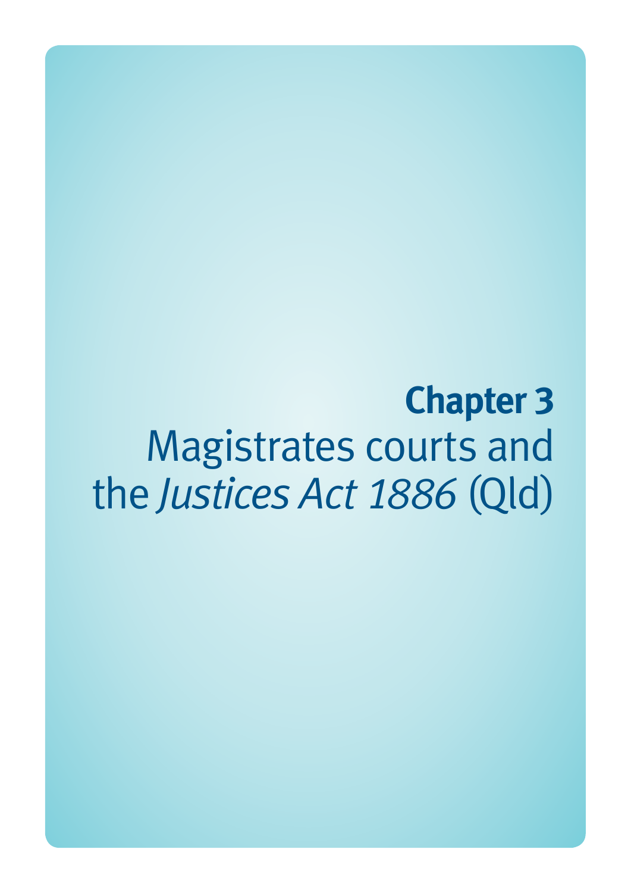# Chapter 3

# Magistrates courts and the *Justices Act 1886* (Qld)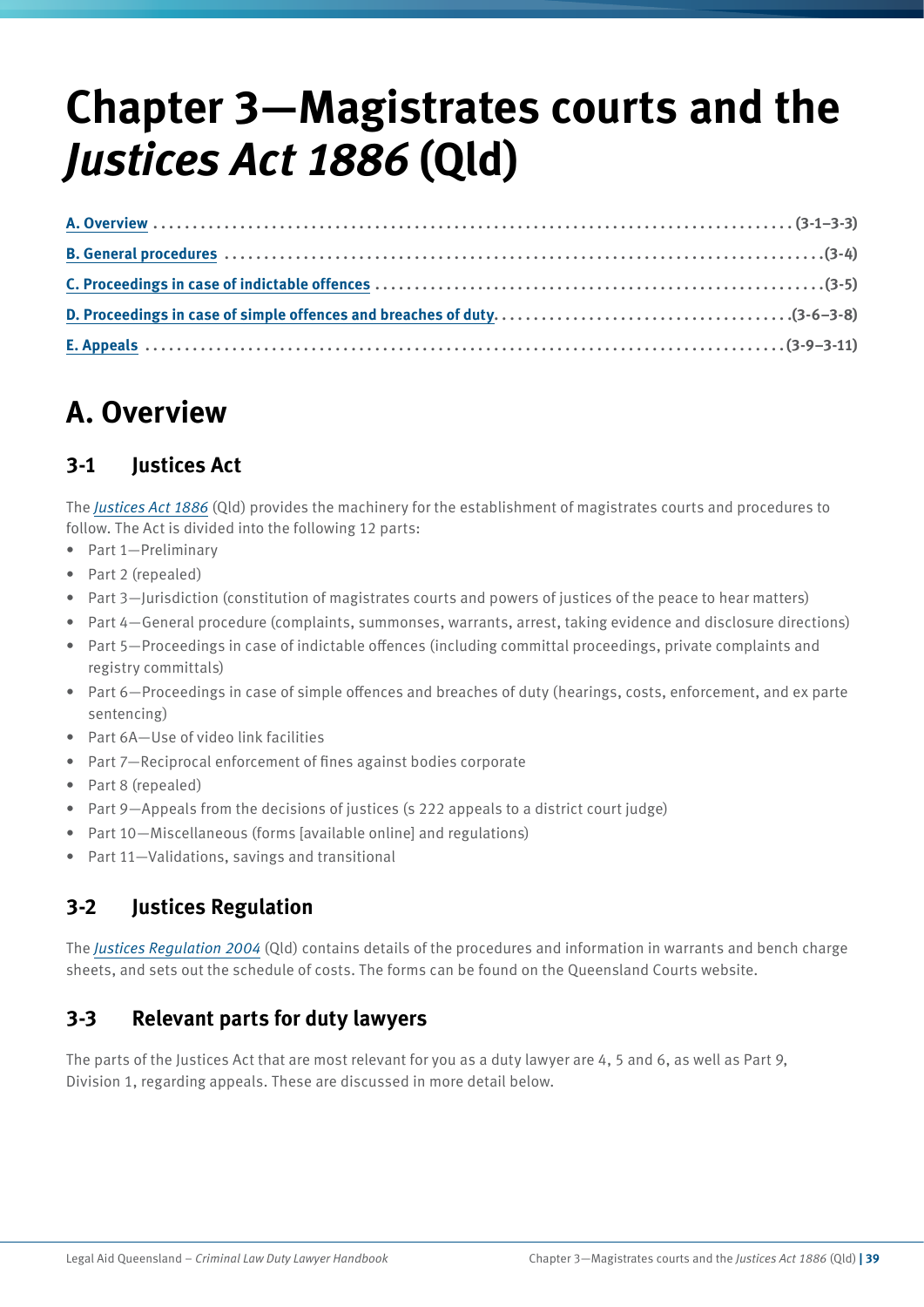# Chapter 3—Magistrates courts and the *Justices Act 1886* (Qld)

- **A. Overview** ........ **(3-1–3-3)**
- **B. General procedures** ........ **(3-4)**
- **C. Proceedings in case of indictable offences** ........ **(3-5)**
- **D. Proceedings in case of simple offences and breaches of duty** ........ **(3-6–3-8)**
- **E. Appeals** ........ **(3-9–3-11)**

## A. Overview

### 3-1 Justices Act

The *Justices Act 1886* (Qld) provides the machinery for the establishment of magistrates courts and procedures to follow. The Act is divided into the following 12 parts:

- Part 1—Preliminary
- Part 2 (repealed)
- Part 3—Jurisdiction (constitution of magistrates courts and powers of justices of the peace to hear matters)
- Part 4—General procedure (complaints, summonses, warrants, arrest, taking evidence and disclosure directions)
- Part 5—Proceedings in case of indictable offences (including committal proceedings, private complaints and registry committals)
- Part 6—Proceedings in case of simple offences and breaches of duty (hearings, costs, enforcement, and ex parte sentencing)
- Part 6A—Use of video link facilities
- Part 7—Reciprocal enforcement of fines against bodies corporate
- Part 8 (repealed)
- Part 9—Appeals from the decisions of justices (s 222 appeals to a district court judge)
- Part 10—Miscellaneous (forms [available online] and regulations)
- Part 11—Validations, savings and transitional

### 3-2 Justices Regulation

The *Justices Regulation 2004* (Qld) contains details of the procedures and information in warrants and bench charge sheets, and sets out the schedule of costs. The forms can be found on the Queensland Courts website.

### 3-3 Relevant parts for duty lawyers

The parts of the Justices Act that are most relevant for you as a duty lawyer are 4, 5 and 6, as well as Part 9, Division 1, regarding appeals. These are discussed in more detail below.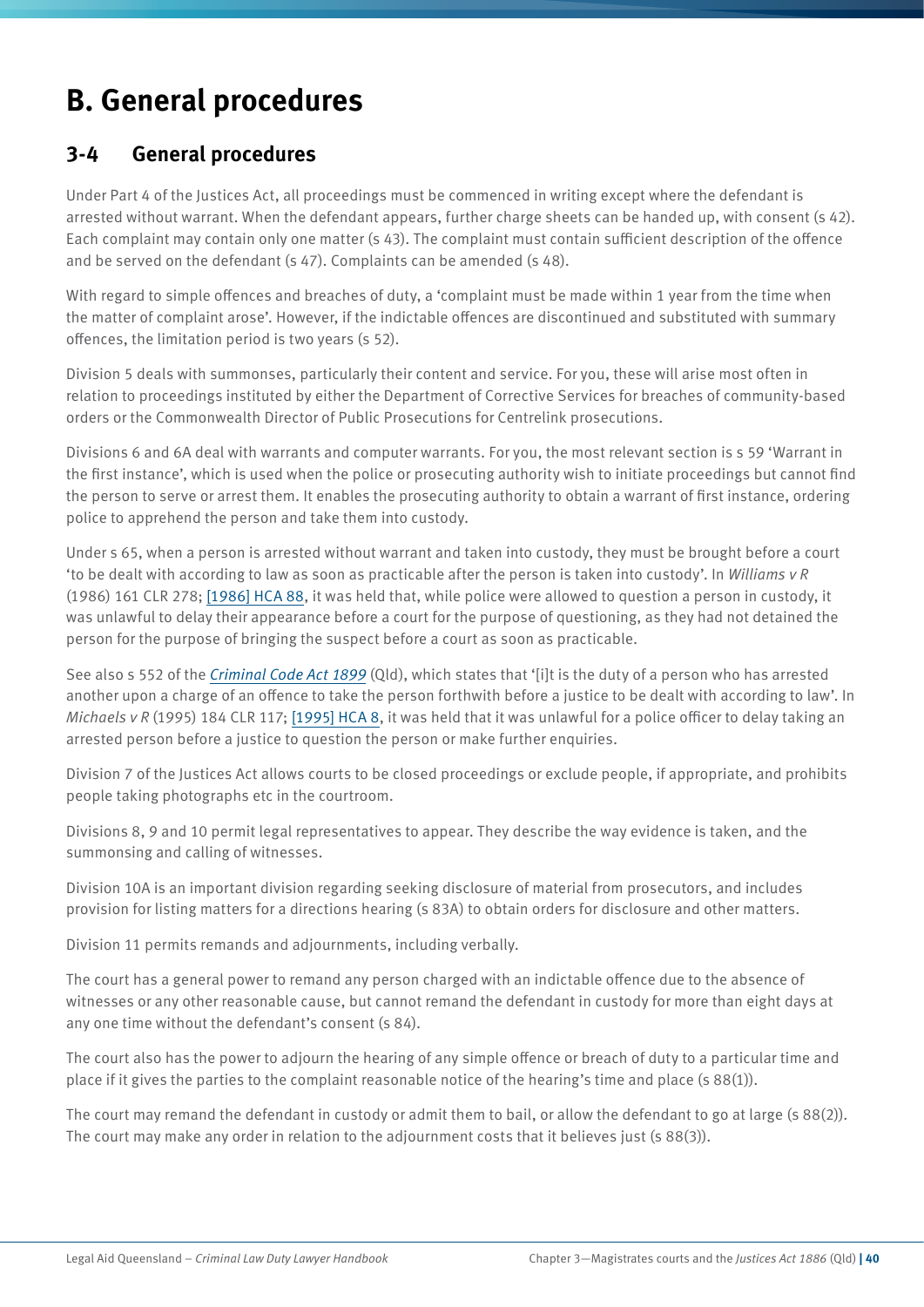# B. General procedures

## 3-4 General procedures

Under Part 4 of the Justices Act, all proceedings must be commenced in writing except where the defendant is arrested without warrant. When the defendant appears, further charge sheets can be handed up, with consent (s 42). Each complaint may contain only one matter (s 43). The complaint must contain sufficient description of the offence and be served on the defendant (s 47). Complaints can be amended (s 48).

With regard to simple offences and breaches of duty, a 'complaint must be made within 1 year from the time when the matter of complaint arose'. However, if the indictable offences are discontinued and substituted with summary offences, the limitation period is two years (s 52).

Division 5 deals with summonses, particularly their content and service. For you, these will arise most often in relation to proceedings instituted by either the Department of Corrective Services for breaches of community-based orders or the Commonwealth Director of Public Prosecutions for Centrelink prosecutions.

Divisions 6 and 6A deal with warrants and computer warrants. For you, the most relevant section is s 59 'Warrant in the first instance', which is used when the police or prosecuting authority wish to initiate proceedings but cannot find the person to serve or arrest them. It enables the prosecuting authority to obtain a warrant of first instance, ordering police to apprehend the person and take them into custody.

Under s 65, when a person is arrested without warrant and taken into custody, they must be brought before a court 'to be dealt with according to law as soon as practicable after the person is taken into custody'. In *Williams v R* (1986) 161 CLR 278; [1986] HCA 88, it was held that, while police were allowed to question a person in custody, it was unlawful to delay their appearance before a court for the purpose of questioning, as they had not detained the person for the purpose of bringing the suspect before a court as soon as practicable.

See also s 552 of the *Criminal Code Act 1899* (Qld), which states that '[i]t is the duty of a person who has arrested another upon a charge of an offence to take the person forthwith before a justice to be dealt with according to law'. In *Michaels v R* (1995) 184 CLR 117; [1995] HCA 8, it was held that it was unlawful for a police officer to delay taking an arrested person before a justice to question the person or make further enquiries.

Division 7 of the Justices Act allows courts to be closed proceedings or exclude people, if appropriate, and prohibits people taking photographs etc in the courtroom.

Divisions 8, 9 and 10 permit legal representatives to appear. They describe the way evidence is taken, and the summonsing and calling of witnesses.

Division 10A is an important division regarding seeking disclosure of material from prosecutors, and includes provision for listing matters for a directions hearing (s 83A) to obtain orders for disclosure and other matters.

Division 11 permits remands and adjournments, including verbally.

The court has a general power to remand any person charged with an indictable offence due to the absence of witnesses or any other reasonable cause, but cannot remand the defendant in custody for more than eight days at any one time without the defendant's consent (s 84).

The court also has the power to adjourn the hearing of any simple offence or breach of duty to a particular time and place if it gives the parties to the complaint reasonable notice of the hearing's time and place (s 88(1)).

The court may remand the defendant in custody or admit them to bail, or allow the defendant to go at large (s 88(2)). The court may make any order in relation to the adjournment costs that it believes just (s 88(3)).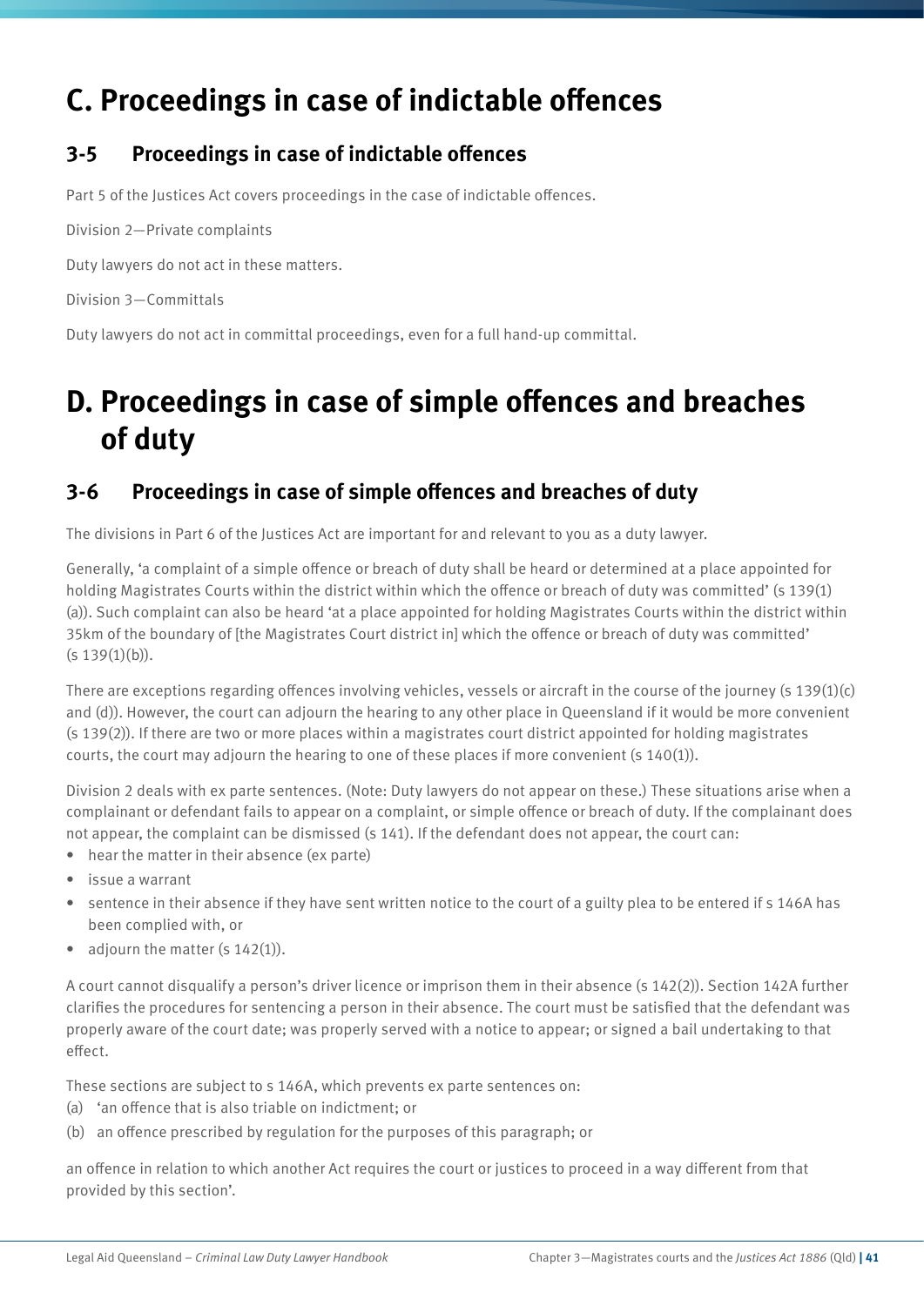# C. Proceedings in case of indictable offences

## 3-5 Proceedings in case of indictable offences

Part 5 of the Justices Act covers proceedings in the case of indictable offences.

Division 2—Private complaints

Duty lawyers do not act in these matters.

Division 3—Committals

Duty lawyers do not act in committal proceedings, even for a full hand-up committal.

# D. Proceedings in case of simple offences and breaches of duty

## 3-6 Proceedings in case of simple offences and breaches of duty

The divisions in Part 6 of the Justices Act are important for and relevant to you as a duty lawyer.

Generally, 'a complaint of a simple offence or breach of duty shall be heard or determined at a place appointed for holding Magistrates Courts within the district within which the offence or breach of duty was committed' (s 139(1)(a)). Such complaint can also be heard 'at a place appointed for holding Magistrates Courts within the district within 35km of the boundary of [the Magistrates Court district in] which the offence or breach of duty was committed' (s 139(1)(b)).

There are exceptions regarding offences involving vehicles, vessels or aircraft in the course of the journey (s 139(1)(c) and (d)). However, the court can adjourn the hearing to any other place in Queensland if it would be more convenient (s 139(2)). If there are two or more places within a magistrates court district appointed for holding magistrates courts, the court may adjourn the hearing to one of these places if more convenient (s 140(1)).

Division 2 deals with ex parte sentences. (Note: Duty lawyers do not appear on these.) These situations arise when a complainant or defendant fails to appear on a complaint, or simple offence or breach of duty. If the complainant does not appear, the complaint can be dismissed (s 141). If the defendant does not appear, the court can:

- hear the matter in their absence (ex parte)
- issue a warrant
- sentence in their absence if they have sent written notice to the court of a guilty plea to be entered if s 146A has been complied with, or
- adjourn the matter (s 142(1)).

A court cannot disqualify a person's driver licence or imprison them in their absence (s 142(2)). Section 142A further clarifies the procedures for sentencing a person in their absence. The court must be satisfied that the defendant was properly aware of the court date; was properly served with a notice to appear; or signed a bail undertaking to that effect.

These sections are subject to s 146A, which prevents ex parte sentences on:

(a) 'an offence that is also triable on indictment; or
(b) an offence prescribed by regulation for the purposes of this paragraph; or

an offence in relation to which another Act requires the court or justices to proceed in a way different from that provided by this section'.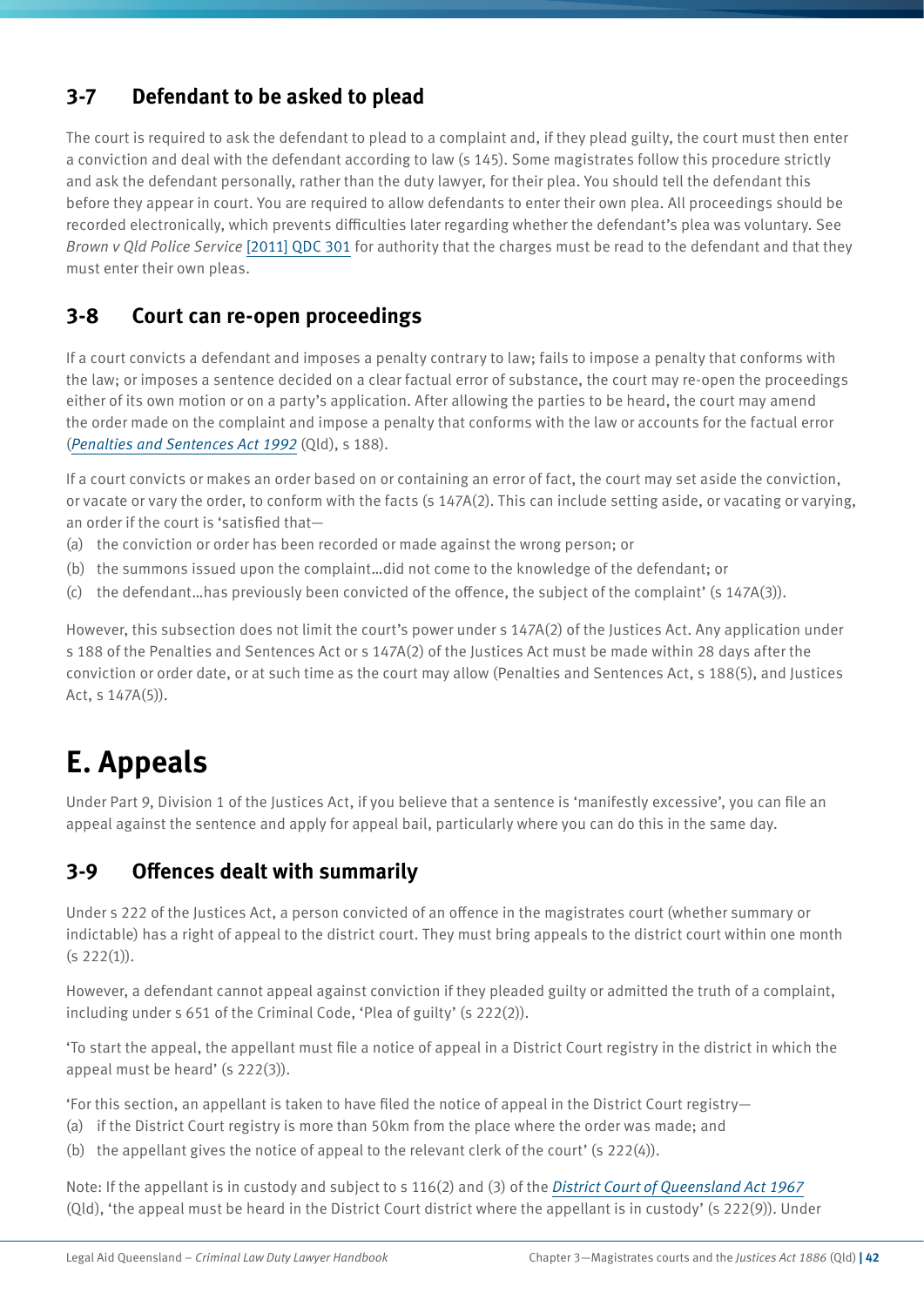### 3-7 Defendant to be asked to plead

The court is required to ask the defendant to plead to a complaint and, if they plead guilty, the court must then enter a conviction and deal with the defendant according to law (s 145). Some magistrates follow this procedure strictly and ask the defendant personally, rather than the duty lawyer, for their plea. You should tell the defendant this before they appear in court. You are required to allow defendants to enter their own plea. All proceedings should be recorded electronically, which prevents difficulties later regarding whether the defendant's plea was voluntary. See *Brown v Qld Police Service* [2011] QDC 301 for authority that the charges must be read to the defendant and that they must enter their own pleas.

### 3-8 Court can re-open proceedings

If a court convicts a defendant and imposes a penalty contrary to law; fails to impose a penalty that conforms with the law; or imposes a sentence decided on a clear factual error of substance, the court may re-open the proceedings either of its own motion or on a party's application. After allowing the parties to be heard, the court may amend the order made on the complaint and impose a penalty that conforms with the law or accounts for the factual error (*Penalties and Sentences Act 1992* (Qld), s 188).

If a court convicts or makes an order based on or containing an error of fact, the court may set aside the conviction, or vacate or vary the order, to conform with the facts (s 147A(2). This can include setting aside, or vacating or varying, an order if the court is 'satisfied that—

(a) the conviction or order has been recorded or made against the wrong person; or
(b) the summons issued upon the complaint…did not come to the knowledge of the defendant; or
(c) the defendant…has previously been convicted of the offence, the subject of the complaint' (s 147A(3)).

However, this subsection does not limit the court's power under s 147A(2) of the Justices Act. Any application under s 188 of the Penalties and Sentences Act or s 147A(2) of the Justices Act must be made within 28 days after the conviction or order date, or at such time as the court may allow (Penalties and Sentences Act, s 188(5), and Justices Act, s 147A(5)).

# E. Appeals

Under Part 9, Division 1 of the Justices Act, if you believe that a sentence is 'manifestly excessive', you can file an appeal against the sentence and apply for appeal bail, particularly where you can do this in the same day.

### 3-9 Offences dealt with summarily

Under s 222 of the Justices Act, a person convicted of an offence in the magistrates court (whether summary or indictable) has a right of appeal to the district court. They must bring appeals to the district court within one month (s 222(1)).

However, a defendant cannot appeal against conviction if they pleaded guilty or admitted the truth of a complaint, including under s 651 of the Criminal Code, 'Plea of guilty' (s 222(2)).

'To start the appeal, the appellant must file a notice of appeal in a District Court registry in the district in which the appeal must be heard' (s 222(3)).

'For this section, an appellant is taken to have filed the notice of appeal in the District Court registry—

(a) if the District Court registry is more than 50km from the place where the order was made; and
(b) the appellant gives the notice of appeal to the relevant clerk of the court' (s 222(4)).

Note: If the appellant is in custody and subject to s 116(2) and (3) of the *District Court of Queensland Act 1967* (Qld), 'the appeal must be heard in the District Court district where the appellant is in custody' (s 222(9)). Under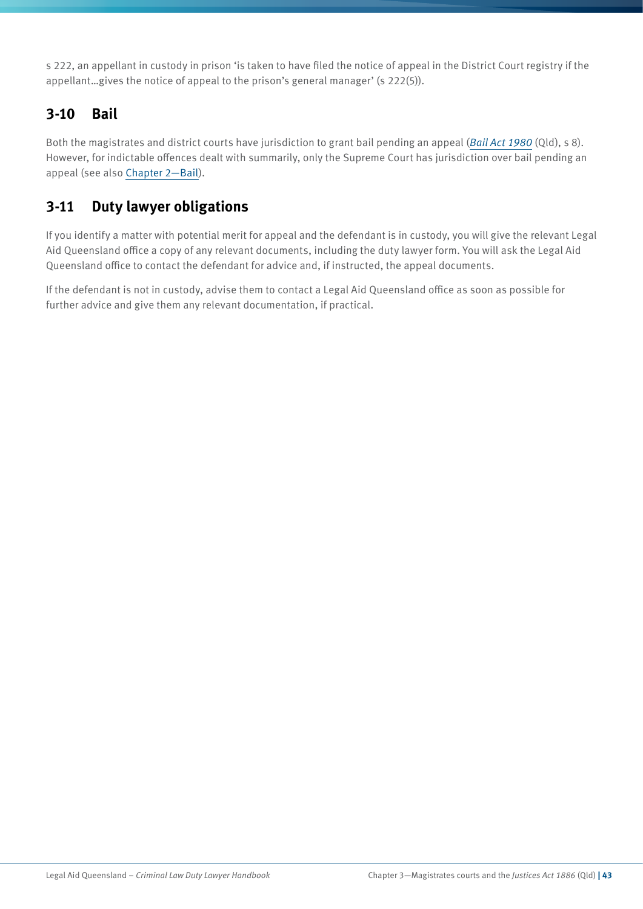s 222, an appellant in custody in prison 'is taken to have filed the notice of appeal in the District Court registry if the appellant…gives the notice of appeal to the prison's general manager' (s 222(5)).

## 3-10 Bail

Both the magistrates and district courts have jurisdiction to grant bail pending an appeal (*Bail Act 1980* (Qld), s 8). However, for indictable offences dealt with summarily, only the Supreme Court has jurisdiction over bail pending an appeal (see also Chapter 2—Bail).

## 3-11 Duty lawyer obligations

If you identify a matter with potential merit for appeal and the defendant is in custody, you will give the relevant Legal Aid Queensland office a copy of any relevant documents, including the duty lawyer form. You will ask the Legal Aid Queensland office to contact the defendant for advice and, if instructed, the appeal documents.

If the defendant is not in custody, advise them to contact a Legal Aid Queensland office as soon as possible for further advice and give them any relevant documentation, if practical.